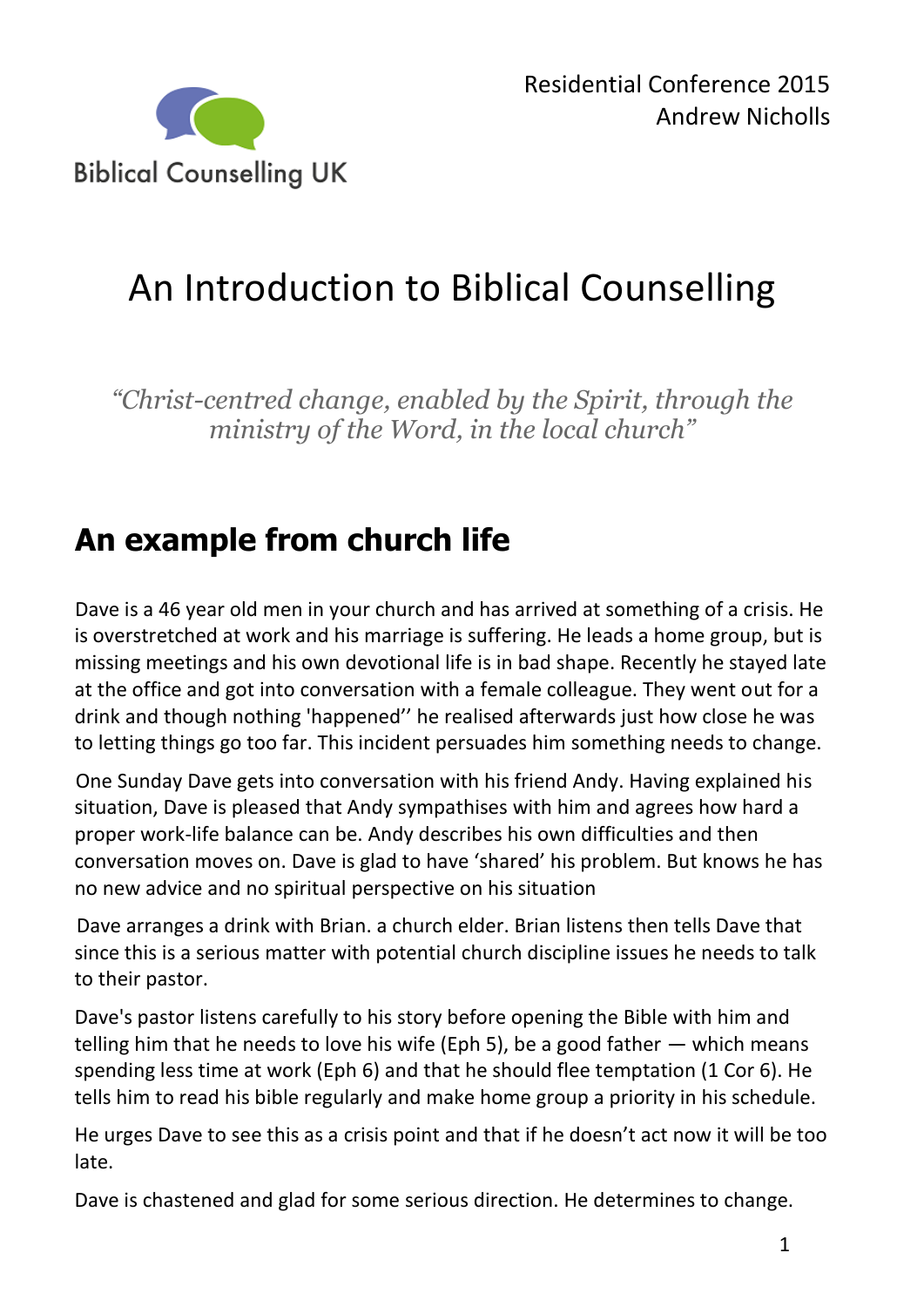Residential Conference 2015
Andrew Nicholls

Biblical Counselling UK

# An Introduction to Biblical Counselling

*"Christ-centred change, enabled by the Spirit, through the ministry of the Word, in the local church"*

## An example from church life

Dave is a 46 year old men in your church and has arrived at something of a crisis. He is overstretched at work and his marriage is suffering. He leads a home group, but is missing meetings and his own devotional life is in bad shape. Recently he stayed late at the office and got into conversation with a female colleague. They went out for a drink and though nothing 'happened'' he realised afterwards just how close he was to letting things go too far. This incident persuades him something needs to change.

One Sunday Dave gets into conversation with his friend Andy. Having explained his situation, Dave is pleased that Andy sympathises with him and agrees how hard a proper work-life balance can be. Andy describes his own difficulties and then conversation moves on. Dave is glad to have 'shared' his problem. But knows he has no new advice and no spiritual perspective on his situation

Dave arranges a drink with Brian. a church elder. Brian listens then tells Dave that since this is a serious matter with potential church discipline issues he needs to talk to their pastor.

Dave's pastor listens carefully to his story before opening the Bible with him and telling him that he needs to love his wife (Eph 5), be a good father — which means spending less time at work (Eph 6) and that he should flee temptation (1 Cor 6). He tells him to read his bible regularly and make home group a priority in his schedule.

He urges Dave to see this as a crisis point and that if he doesn't act now it will be too late.

Dave is chastened and glad for some serious direction. He determines to change.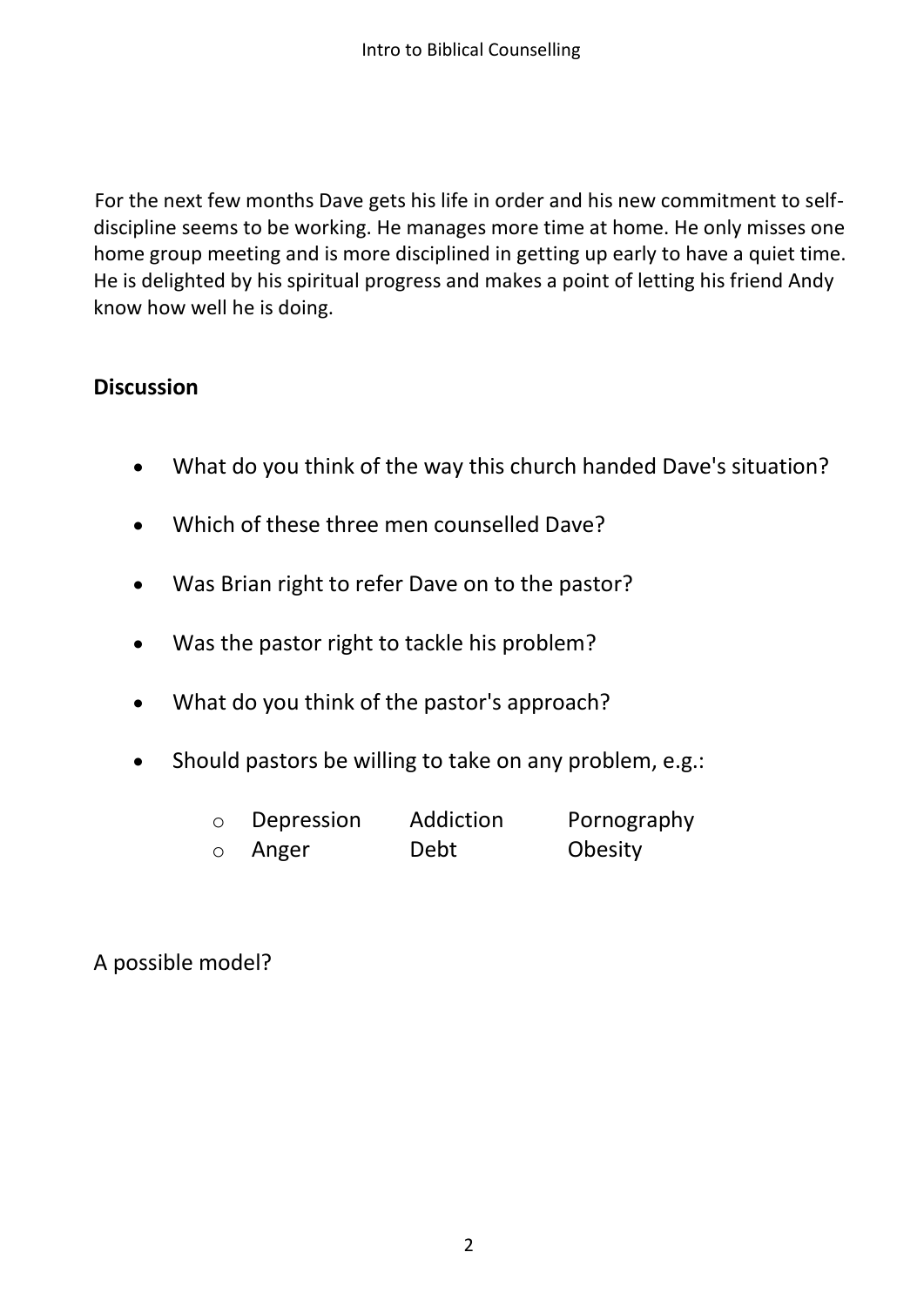For the next few months Dave gets his life in order and his new commitment to self-discipline seems to be working. He manages more time at home. He only misses one home group meeting and is more disciplined in getting up early to have a quiet time. He is delighted by his spiritual progress and makes a point of letting his friend Andy know how well he is doing.

## Discussion

- What do you think of the way this church handed Dave's situation?
- Which of these three men counselled Dave?
- Was Brian right to refer Dave on to the pastor?
- Was the pastor right to tackle his problem?
- What do you think of the pastor's approach?
- Should pastors be willing to take on any problem, e.g.:
    - Depression	Addiction	Pornography
    - Anger	Debt	Obesity

A possible model?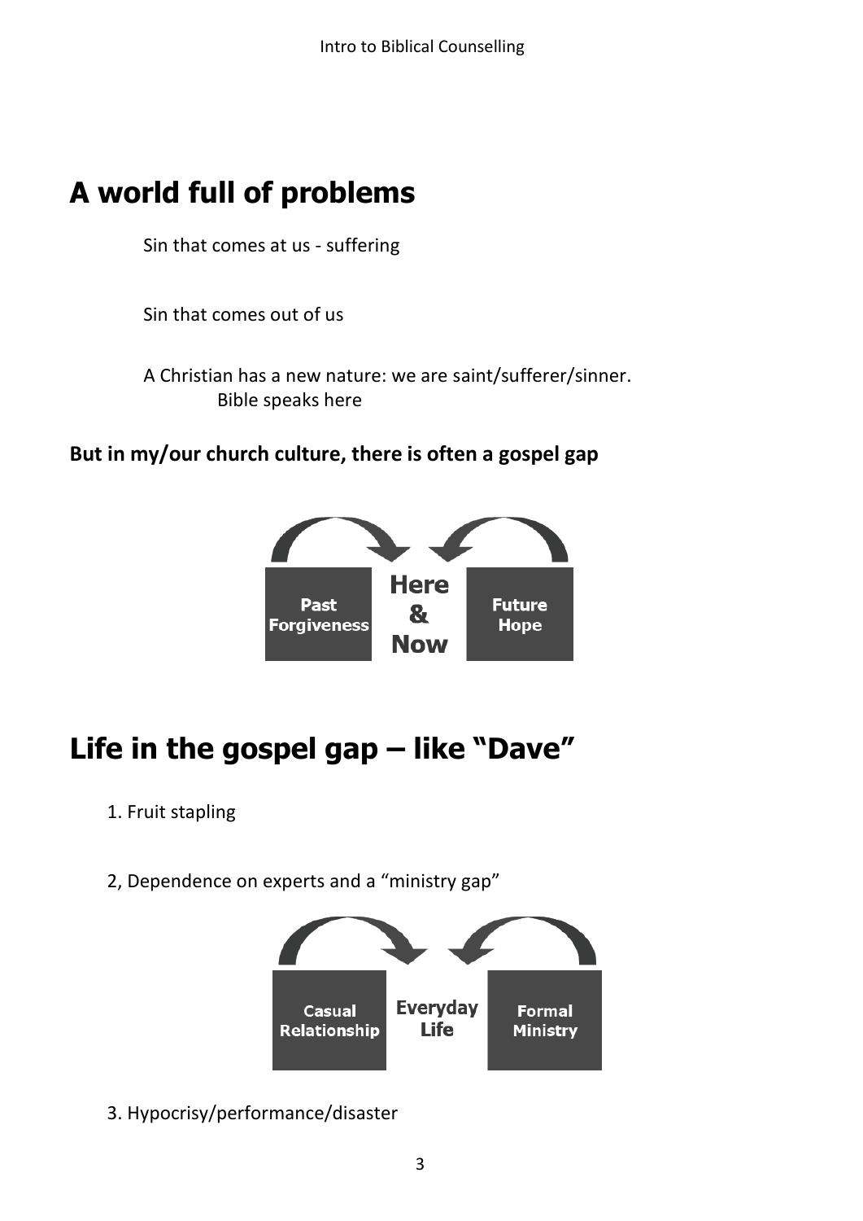# A world full of problems

Sin that comes at us - suffering

Sin that comes out of us

A Christian has a new nature: we are saint/sufferer/sinner.
Bible speaks here

**But in my/our church culture, there is often a gospel gap**

Past Forgiveness | Here & Now | Future Hope

# Life in the gospel gap – like "Dave"

1. Fruit stapling

2, Dependence on experts and a "ministry gap"

Casual Relationship | Everyday Life | Formal Ministry

3. Hypocrisy/performance/disaster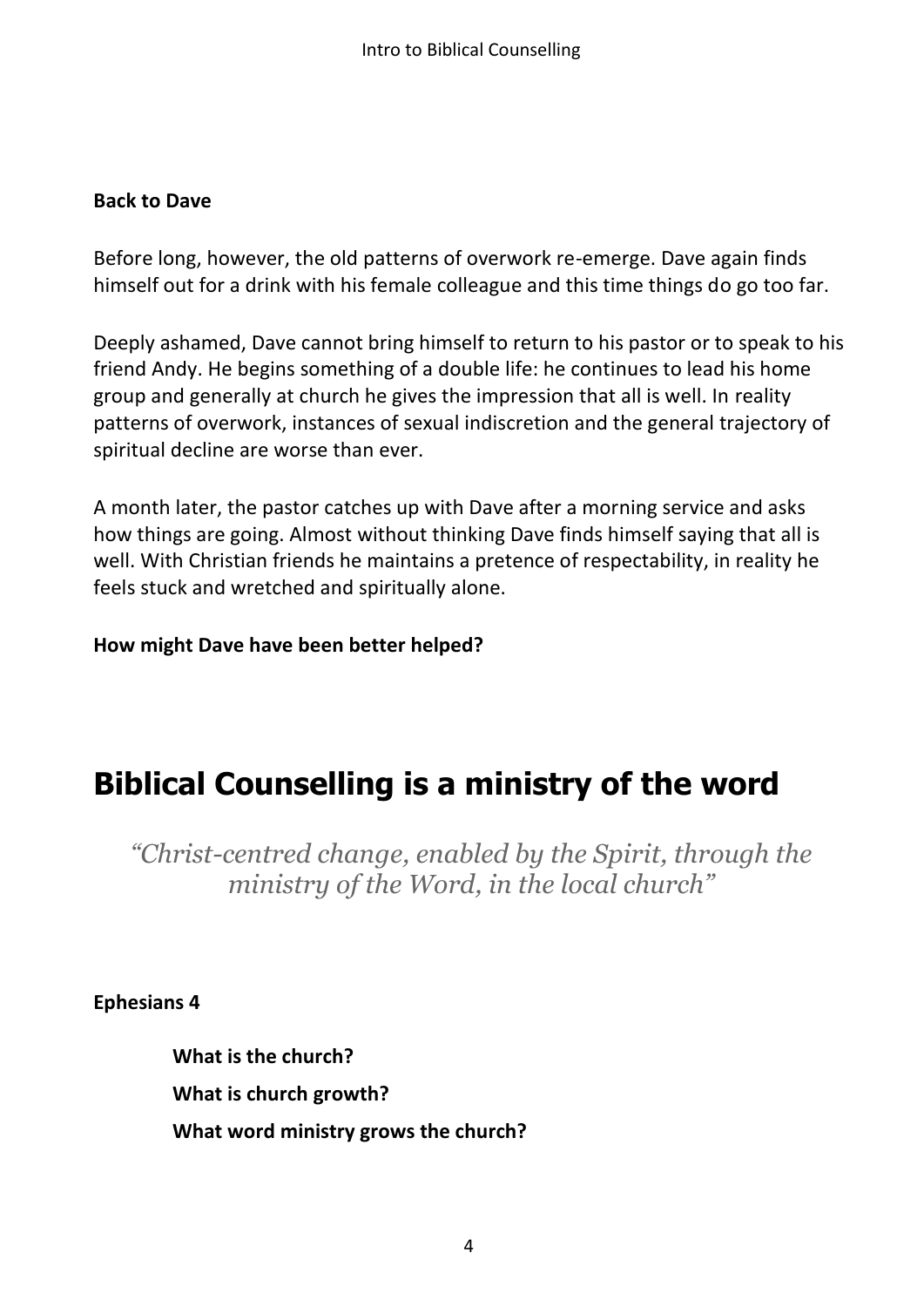**Back to Dave**

Before long, however, the old patterns of overwork re-emerge. Dave again finds himself out for a drink with his female colleague and this time things do go too far.

Deeply ashamed, Dave cannot bring himself to return to his pastor or to speak to his friend Andy. He begins something of a double life: he continues to lead his home group and generally at church he gives the impression that all is well. In reality patterns of overwork, instances of sexual indiscretion and the general trajectory of spiritual decline are worse than ever.

A month later, the pastor catches up with Dave after a morning service and asks how things are going. Almost without thinking Dave finds himself saying that all is well. With Christian friends he maintains a pretence of respectability, in reality he feels stuck and wretched and spiritually alone.

**How might Dave have been better helped?**

# Biblical Counselling is a ministry of the word

> *"Christ-centred change, enabled by the Spirit, through the ministry of the Word, in the local church"*

**Ephesians 4**

- **What is the church?**
- **What is church growth?**
- **What word ministry grows the church?**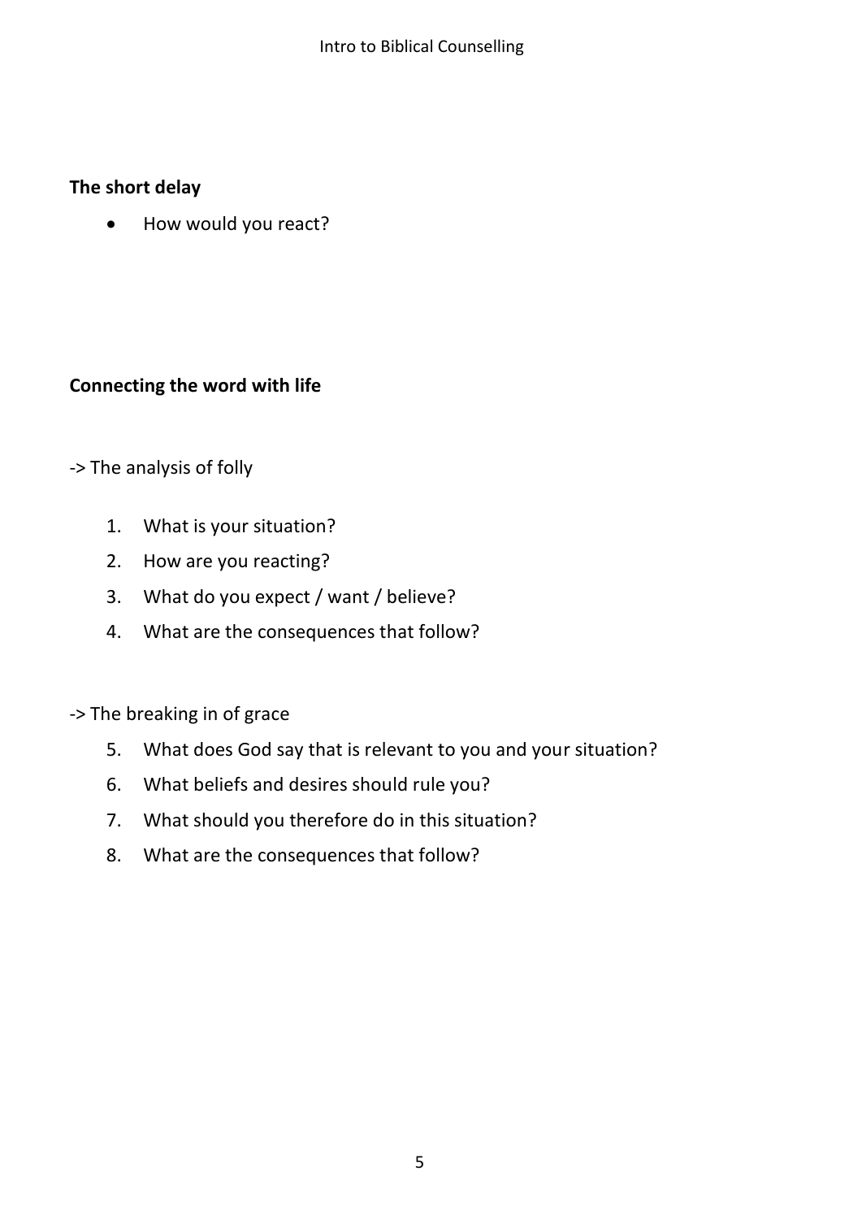**The short delay**

- How would you react?

**Connecting the word with life**

-> The analysis of folly

1. What is your situation?
2. How are you reacting?
3. What do you expect / want / believe?
4. What are the consequences that follow?

-> The breaking in of grace

5. What does God say that is relevant to you and your situation?
6. What beliefs and desires should rule you?
7. What should you therefore do in this situation?
8. What are the consequences that follow?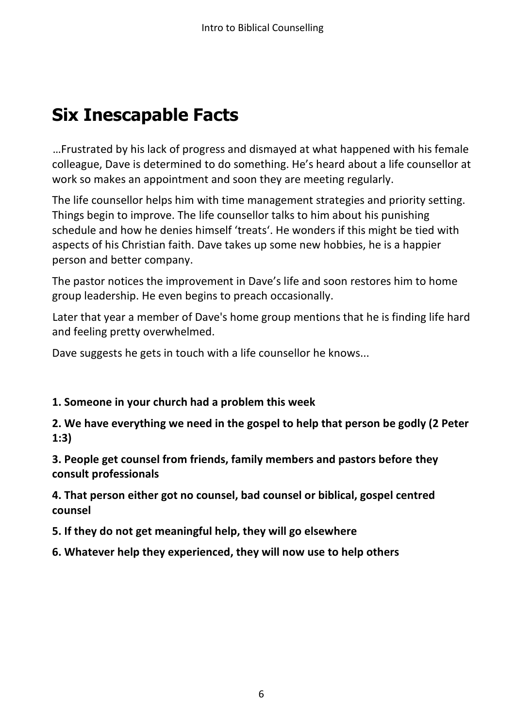# Six Inescapable Facts

…Frustrated by his lack of progress and dismayed at what happened with his female colleague, Dave is determined to do something. He's heard about a life counsellor at work so makes an appointment and soon they are meeting regularly.

The life counsellor helps him with time management strategies and priority setting. Things begin to improve. The life counsellor talks to him about his punishing schedule and how he denies himself 'treats'. He wonders if this might be tied with aspects of his Christian faith. Dave takes up some new hobbies, he is a happier person and better company.

The pastor notices the improvement in Dave's life and soon restores him to home group leadership. He even begins to preach occasionally.

Later that year a member of Dave's home group mentions that he is finding life hard and feeling pretty overwhelmed.

Dave suggests he gets in touch with a life counsellor he knows...

**1. Someone in your church had a problem this week**

**2. We have everything we need in the gospel to help that person be godly (2 Peter 1:3)**

**3. People get counsel from friends, family members and pastors before they consult professionals**

**4. That person either got no counsel, bad counsel or biblical, gospel centred counsel**

**5. If they do not get meaningful help, they will go elsewhere**

**6. Whatever help they experienced, they will now use to help others**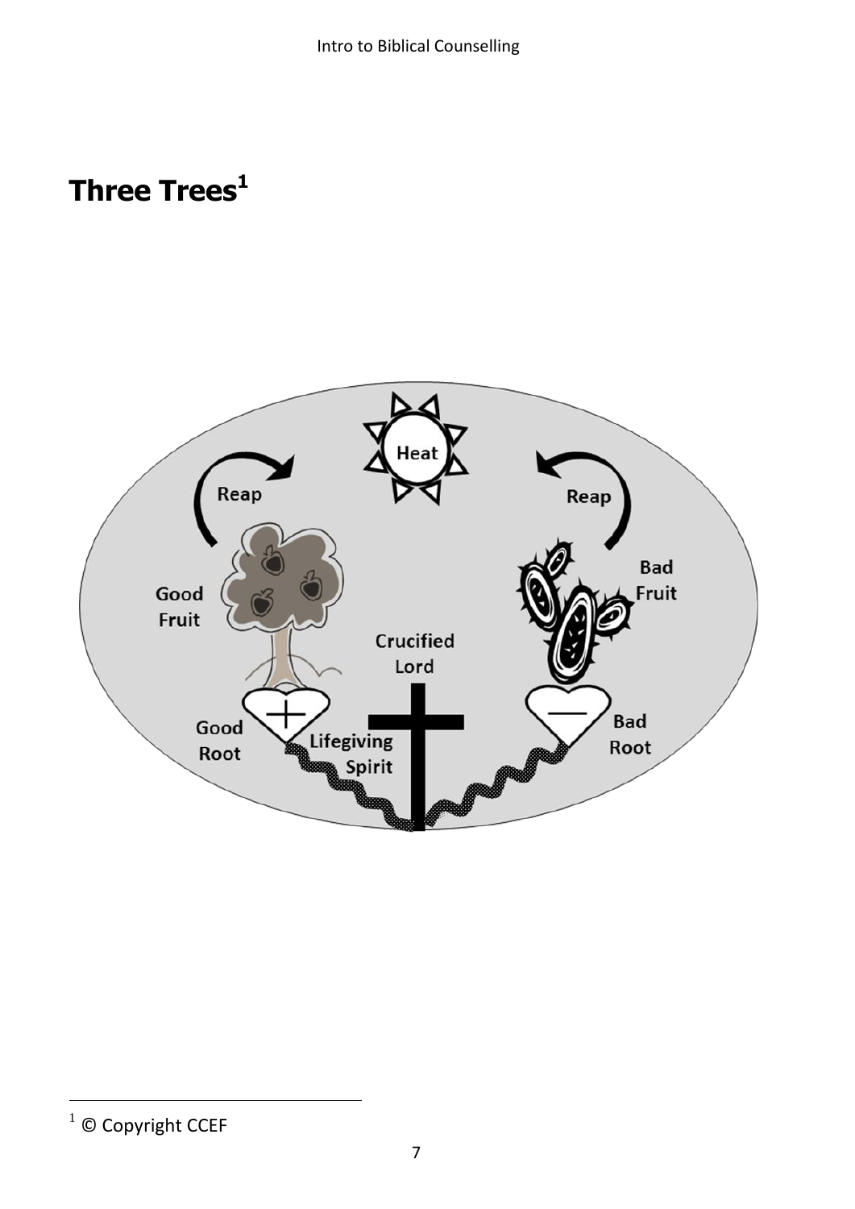# Three Trees[1]

Heat

Reap

Reap

Good Fruit

Bad Fruit

Crucified Lord

Good Root

Lifegiving Spirit

Bad Root

[1] © Copyright CCEF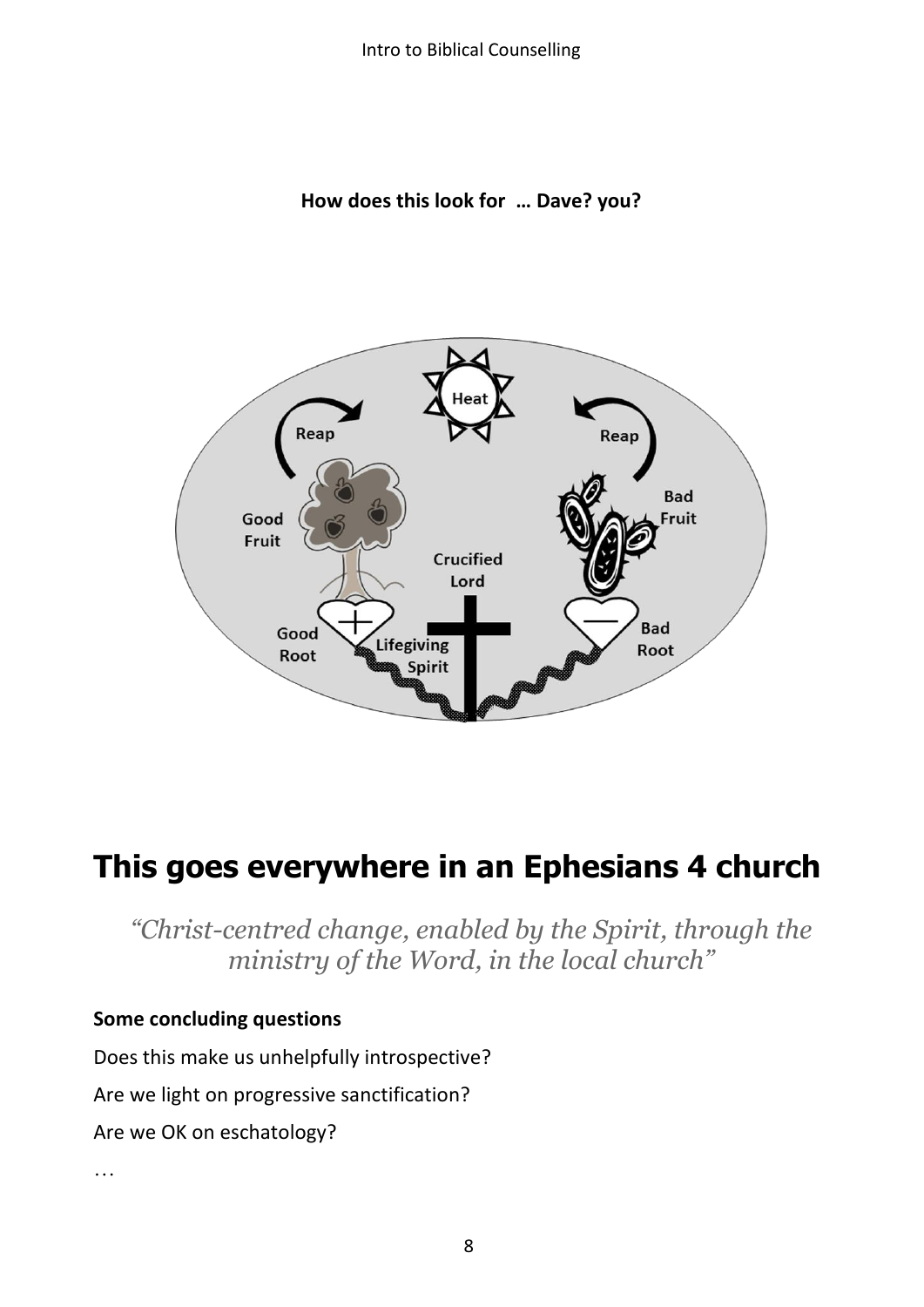**How does this look for … Dave? you?**

Heat

Reap

Reap

Good Fruit

Bad Fruit

Crucified Lord

Good Root

Lifegiving Spirit

Bad Root

# This goes everywhere in an Ephesians 4 church

*"Christ-centred change, enabled by the Spirit, through the ministry of the Word, in the local church"*

**Some concluding questions**

Does this make us unhelpfully introspective?

Are we light on progressive sanctification?

Are we OK on eschatology?

…